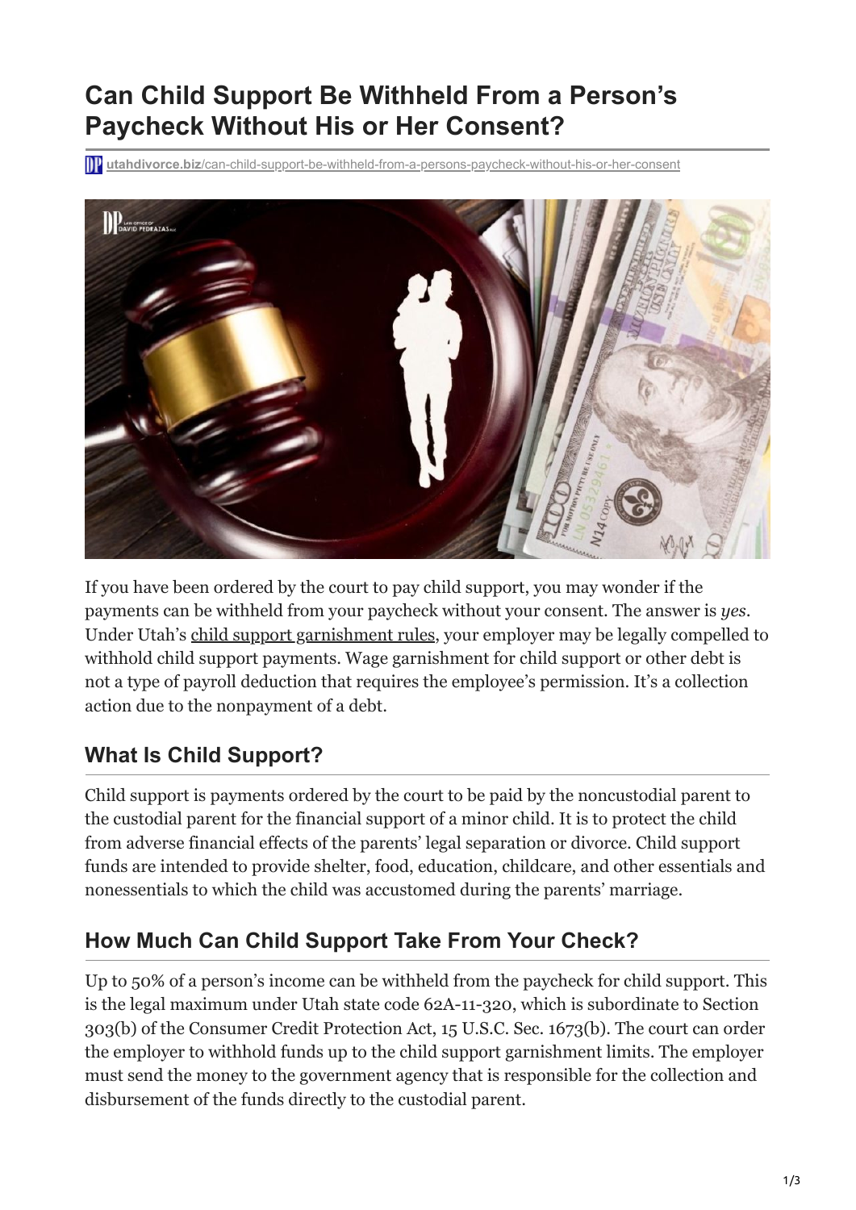# Can Child Support Be Withheld From a Person's Paycheck Without His or Her Consent?

utahdivorce.biz/can-child-support-be-withheld-from-a-persons-paycheck-without-his-or-her-consent

If you have been ordered by the court to pay child support, you may wonder if the payments can be withheld from your paycheck without your consent. The answer is *yes*. Under Utah's child support garnishment rules, your employer may be legally compelled to withhold child support payments. Wage garnishment for child support or other debt is not a type of payroll deduction that requires the employee's permission. It's a collection action due to the nonpayment of a debt.

## What Is Child Support?

Child support is payments ordered by the court to be paid by the noncustodial parent to the custodial parent for the financial support of a minor child. It is to protect the child from adverse financial effects of the parents' legal separation or divorce. Child support funds are intended to provide shelter, food, education, childcare, and other essentials and nonessentials to which the child was accustomed during the parents' marriage.

## How Much Can Child Support Take From Your Check?

Up to 50% of a person's income can be withheld from the paycheck for child support. This is the legal maximum under Utah state code 62A-11-320, which is subordinate to Section 303(b) of the Consumer Credit Protection Act, 15 U.S.C. Sec. 1673(b). The court can order the employer to withhold funds up to the child support garnishment limits. The employer must send the money to the government agency that is responsible for the collection and disbursement of the funds directly to the custodial parent.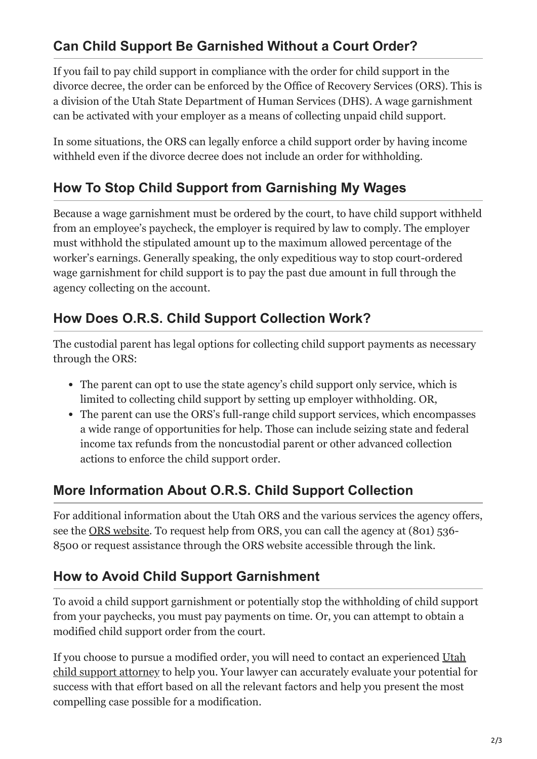## Can Child Support Be Garnished Without a Court Order?

If you fail to pay child support in compliance with the order for child support in the divorce decree, the order can be enforced by the Office of Recovery Services (ORS). This is a division of the Utah State Department of Human Services (DHS). A wage garnishment can be activated with your employer as a means of collecting unpaid child support.

In some situations, the ORS can legally enforce a child support order by having income withheld even if the divorce decree does not include an order for withholding.

## How To Stop Child Support from Garnishing My Wages

Because a wage garnishment must be ordered by the court, to have child support withheld from an employee's paycheck, the employer is required by law to comply. The employer must withhold the stipulated amount up to the maximum allowed percentage of the worker's earnings. Generally speaking, the only expeditious way to stop court-ordered wage garnishment for child support is to pay the past due amount in full through the agency collecting on the account.

## How Does O.R.S. Child Support Collection Work?

The custodial parent has legal options for collecting child support payments as necessary through the ORS:

- The parent can opt to use the state agency's child support only service, which is limited to collecting child support by setting up employer withholding. OR,
- The parent can use the ORS's full-range child support services, which encompasses a wide range of opportunities for help. Those can include seizing state and federal income tax refunds from the noncustodial parent or other advanced collection actions to enforce the child support order.

## More Information About O.R.S. Child Support Collection

For additional information about the Utah ORS and the various services the agency offers, see the ORS website. To request help from ORS, you can call the agency at (801) 536-8500 or request assistance through the ORS website accessible through the link.

## How to Avoid Child Support Garnishment

To avoid a child support garnishment or potentially stop the withholding of child support from your paychecks, you must pay payments on time. Or, you can attempt to obtain a modified child support order from the court.

If you choose to pursue a modified order, you will need to contact an experienced Utah child support attorney to help you. Your lawyer can accurately evaluate your potential for success with that effort based on all the relevant factors and help you present the most compelling case possible for a modification.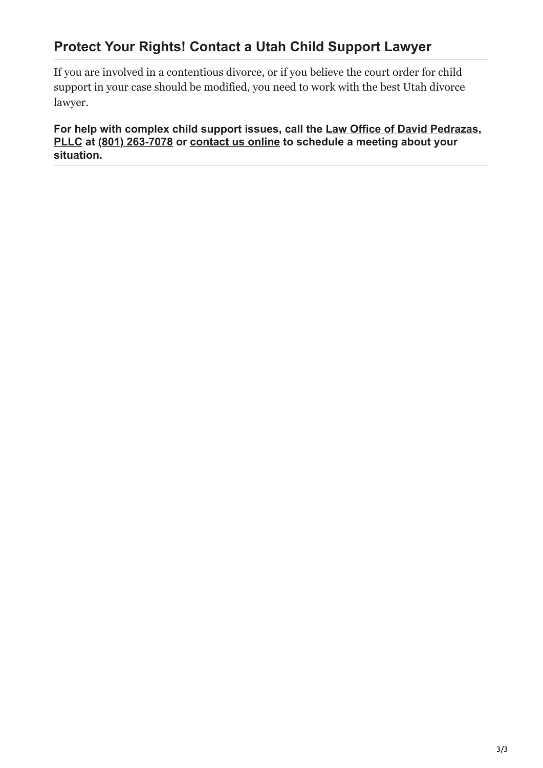## Protect Your Rights! Contact a Utah Child Support Lawyer

If you are involved in a contentious divorce, or if you believe the court order for child support in your case should be modified, you need to work with the best Utah divorce lawyer.

**For help with complex child support issues, call the Law Office of David Pedrazas, PLLC at (801) 263-7078 or contact us online to schedule a meeting about your situation.**